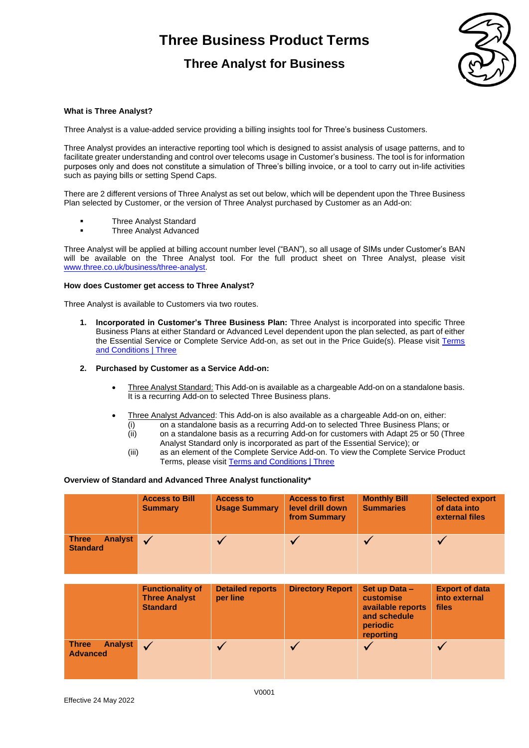# Three Business Product Terms

## Three Analyst for Business

**What is Three Analyst?**

Three Analyst is a value-added service providing a billing insights tool for Three's business Customers.

Three Analyst provides an interactive reporting tool which is designed to assist analysis of usage patterns, and to facilitate greater understanding and control over telecoms usage in Customer's business. The tool is for information purposes only and does not constitute a simulation of Three's billing invoice, or a tool to carry out in-life activities such as paying bills or setting Spend Caps.

There are 2 different versions of Three Analyst as set out below, which will be dependent upon the Three Business Plan selected by Customer, or the version of Three Analyst purchased by Customer as an Add-on:

- Three Analyst Standard
- Three Analyst Advanced

Three Analyst will be applied at billing account number level ("BAN"), so all usage of SIMs under Customer's BAN will be available on the Three Analyst tool. For the full product sheet on Three Analyst, please visit www.three.co.uk/business/three-analyst.

**How does Customer get access to Three Analyst?**

Three Analyst is available to Customers via two routes.

1. **Incorporated in Customer's Three Business Plan:** Three Analyst is incorporated into specific Three Business Plans at either Standard or Advanced Level dependent upon the plan selected, as part of either the Essential Service or Complete Service Add-on, as set out in the Price Guide(s). Please visit Terms and Conditions | Three

2. **Purchased by Customer as a Service Add-on:**

   - Three Analyst Standard: This Add-on is available as a chargeable Add-on on a standalone basis. It is a recurring Add-on to selected Three Business plans.

   - Three Analyst Advanced: This Add-on is also available as a chargeable Add-on on, either:
     (i) on a standalone basis as a recurring Add-on to selected Three Business Plans; or
     (ii) on a standalone basis as a recurring Add-on for customers with Adapt 25 or 50 (Three Analyst Standard only is incorporated as part of the Essential Service); or
     (iii) as an element of the Complete Service Add-on. To view the Complete Service Product Terms, please visit Terms and Conditions | Three

**Overview of Standard and Advanced Three Analyst functionality***

| | Access to Bill Summary | Access to Usage Summary | Access to first level drill down from Summary | Monthly Bill Summaries | Selected export of data into external files |
|---|---|---|---|---|---|
| **Three Analyst Standard** | ✓ | ✓ | ✓ | ✓ | ✓ |

| | Functionality of Three Analyst Standard | Detailed reports per line | Directory Report | Set up Data – customise available reports and schedule periodic reporting | Export of data into external files |
|---|---|---|---|---|---|
| **Three Analyst Advanced** | ✓ | ✓ | ✓ | ✓ | ✓ |

V0001

Effective 24 May 2022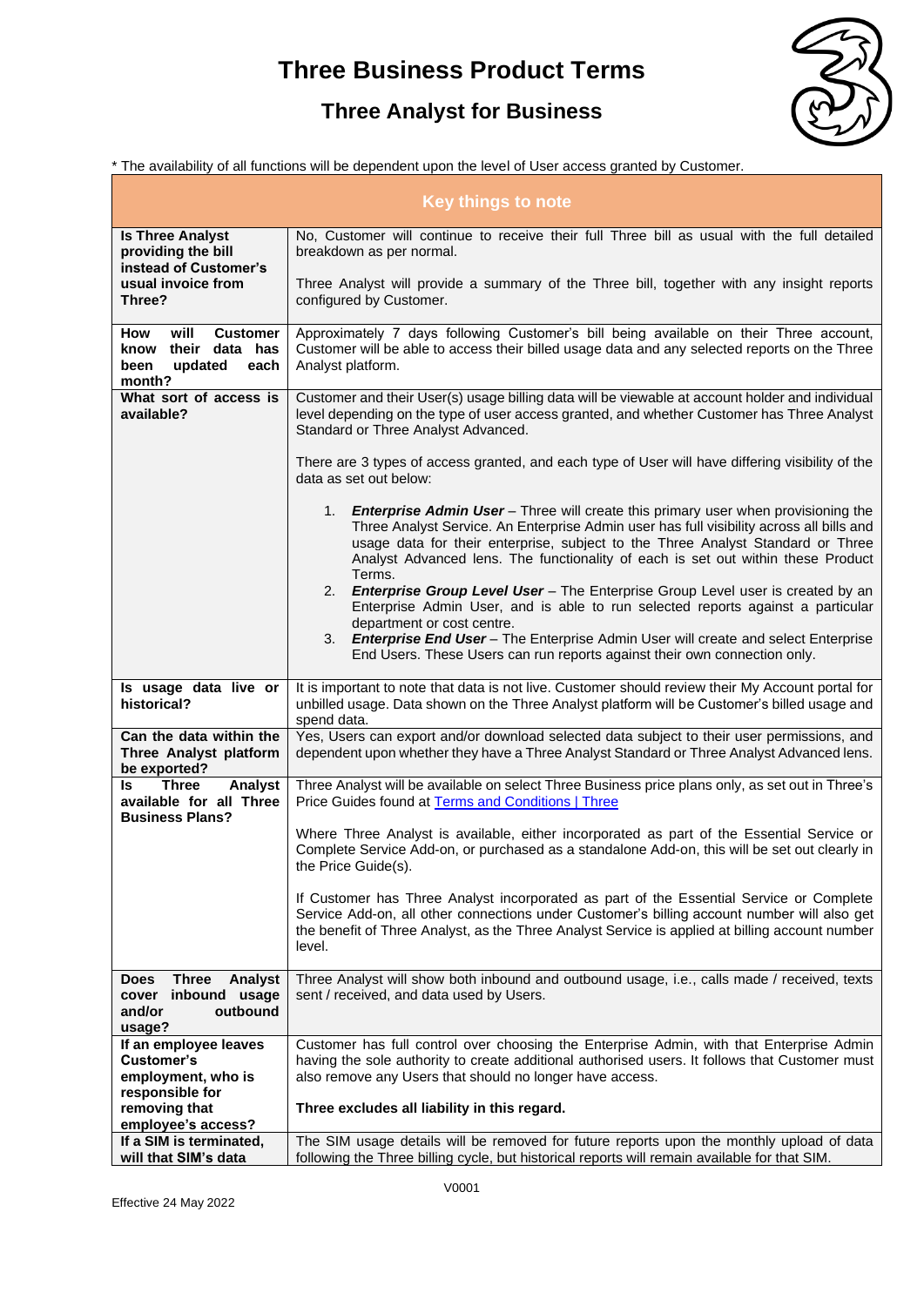# Three Business Product Terms

## Three Analyst for Business

* The availability of all functions will be dependent upon the level of User access granted by Customer.

| Key things to note | |
|---|---|
| **Is Three Analyst providing the bill instead of Customer's usual invoice from Three?** | No, Customer will continue to receive their full Three bill as usual with the full detailed breakdown as per normal.<br><br>Three Analyst will provide a summary of the Three bill, together with any insight reports configured by Customer. |
| **How will Customer know their data has been updated each month?** | Approximately 7 days following Customer's bill being available on their Three account, Customer will be able to access their billed usage data and any selected reports on the Three Analyst platform. |
| **What sort of access is available?** | Customer and their User(s) usage billing data will be viewable at account holder and individual level depending on the type of user access granted, and whether Customer has Three Analyst Standard or Three Analyst Advanced.<br><br>There are 3 types of access granted, and each type of User will have differing visibility of the data as set out below:<br><br>1. ***Enterprise Admin User*** – Three will create this primary user when provisioning the Three Analyst Service. An Enterprise Admin user has full visibility across all bills and usage data for their enterprise, subject to the Three Analyst Standard or Three Analyst Advanced lens. The functionality of each is set out within these Product Terms.<br>2. ***Enterprise Group Level User*** – The Enterprise Group Level user is created by an Enterprise Admin User, and is able to run selected reports against a particular department or cost centre.<br>3. ***Enterprise End User*** – The Enterprise Admin User will create and select Enterprise End Users. These Users can run reports against their own connection only. |
| **Is usage data live or historical?** | It is important to note that data is not live. Customer should review their My Account portal for unbilled usage. Data shown on the Three Analyst platform will be Customer's billed usage and spend data. |
| **Can the data within the Three Analyst platform be exported?** | Yes, Users can export and/or download selected data subject to their user permissions, and dependent upon whether they have a Three Analyst Standard or Three Analyst Advanced lens. |
| **Is Three Analyst available for all Three Business Plans?** | Three Analyst will be available on select Three Business price plans only, as set out in Three's Price Guides found at [Terms and Conditions \| Three]<br><br>Where Three Analyst is available, either incorporated as part of the Essential Service or Complete Service Add-on, or purchased as a standalone Add-on, this will be set out clearly in the Price Guide(s).<br><br>If Customer has Three Analyst incorporated as part of the Essential Service or Complete Service Add-on, all other connections under Customer's billing account number will also get the benefit of Three Analyst, as the Three Analyst Service is applied at billing account number level. |
| **Does Three Analyst cover inbound usage and/or outbound usage?** | Three Analyst will show both inbound and outbound usage, i.e., calls made / received, texts sent / received, and data used by Users. |
| **If an employee leaves Customer's employment, who is responsible for removing that employee's access?** | Customer has full control over choosing the Enterprise Admin, with that Enterprise Admin having the sole authority to create additional authorised users. It follows that Customer must also remove any Users that should no longer have access.<br><br>**Three excludes all liability in this regard.** |
| **If a SIM is terminated, will that SIM's data** | The SIM usage details will be removed for future reports upon the monthly upload of data following the Three billing cycle, but historical reports will remain available for that SIM. |

V0001

Effective 24 May 2022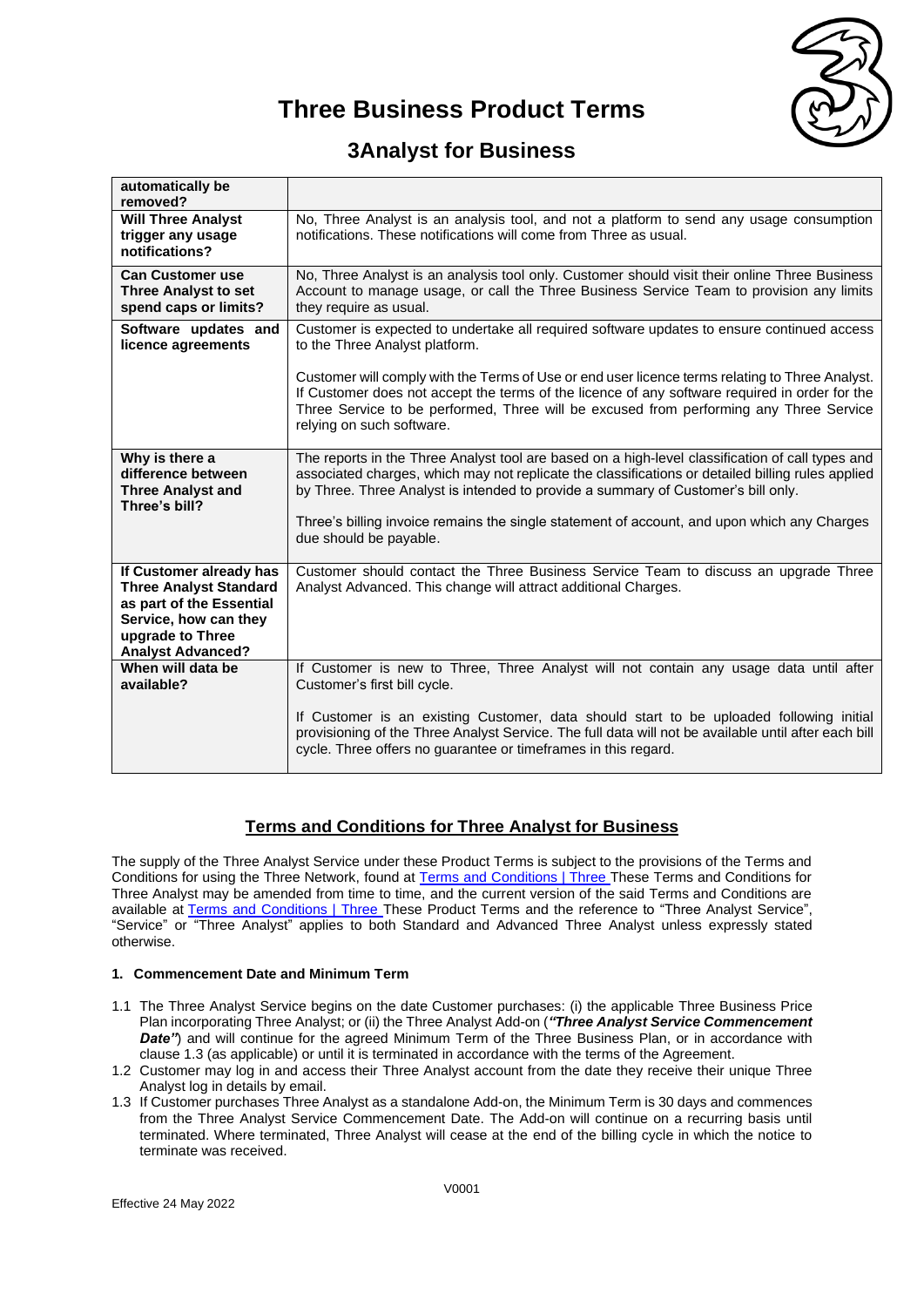| automatically be removed? | |
|---|---|
| **Will Three Analyst trigger any usage notifications?** | No, Three Analyst is an analysis tool, and not a platform to send any usage consumption notifications. These notifications will come from Three as usual. |
| **Can Customer use Three Analyst to set spend caps or limits?** | No, Three Analyst is an analysis tool only. Customer should visit their online Three Business Account to manage usage, or call the Three Business Service Team to provision any limits they require as usual. |
| **Software updates and licence agreements** | Customer is expected to undertake all required software updates to ensure continued access to the Three Analyst platform.<br><br>Customer will comply with the Terms of Use or end user licence terms relating to Three Analyst. If Customer does not accept the terms of the licence of any software required in order for the Three Service to be performed, Three will be excused from performing any Three Service relying on such software. |
| **Why is there a difference between Three Analyst and Three's bill?** | The reports in the Three Analyst tool are based on a high-level classification of call types and associated charges, which may not replicate the classifications or detailed billing rules applied by Three. Three Analyst is intended to provide a summary of Customer's bill only.<br><br>Three's billing invoice remains the single statement of account, and upon which any Charges due should be payable. |
| **If Customer already has Three Analyst Standard as part of the Essential Service, how can they upgrade to Three Analyst Advanced?** | Customer should contact the Three Business Service Team to discuss an upgrade Three Analyst Advanced. This change will attract additional Charges. |
| **When will data be available?** | If Customer is new to Three, Three Analyst will not contain any usage data until after Customer's first bill cycle.<br><br>If Customer is an existing Customer, data should start to be uploaded following initial provisioning of the Three Analyst Service. The full data will not be available until after each bill cycle. Three offers no guarantee or timeframes in this regard. |

## Terms and Conditions for Three Analyst for Business

The supply of the Three Analyst Service under these Product Terms is subject to the provisions of the Terms and Conditions for using the Three Network, found at [Terms and Conditions | Three](#) These Terms and Conditions for Three Analyst may be amended from time to time, and the current version of the said Terms and Conditions are available at [Terms and Conditions | Three](#) These Product Terms and the reference to "Three Analyst Service", "Service" or "Three Analyst" applies to both Standard and Advanced Three Analyst unless expressly stated otherwise.

### 1. Commencement Date and Minimum Term

1.1 The Three Analyst Service begins on the date Customer purchases: (i) the applicable Three Business Price Plan incorporating Three Analyst; or (ii) the Three Analyst Add-on (***"Three Analyst Service Commencement Date"***) and will continue for the agreed Minimum Term of the Three Business Plan, or in accordance with clause 1.3 (as applicable) or until it is terminated in accordance with the terms of the Agreement.

1.2 Customer may log in and access their Three Analyst account from the date they receive their unique Three Analyst log in details by email.

1.3 If Customer purchases Three Analyst as a standalone Add-on, the Minimum Term is 30 days and commences from the Three Analyst Service Commencement Date. The Add-on will continue on a recurring basis until terminated. Where terminated, Three Analyst will cease at the end of the billing cycle in which the notice to terminate was received.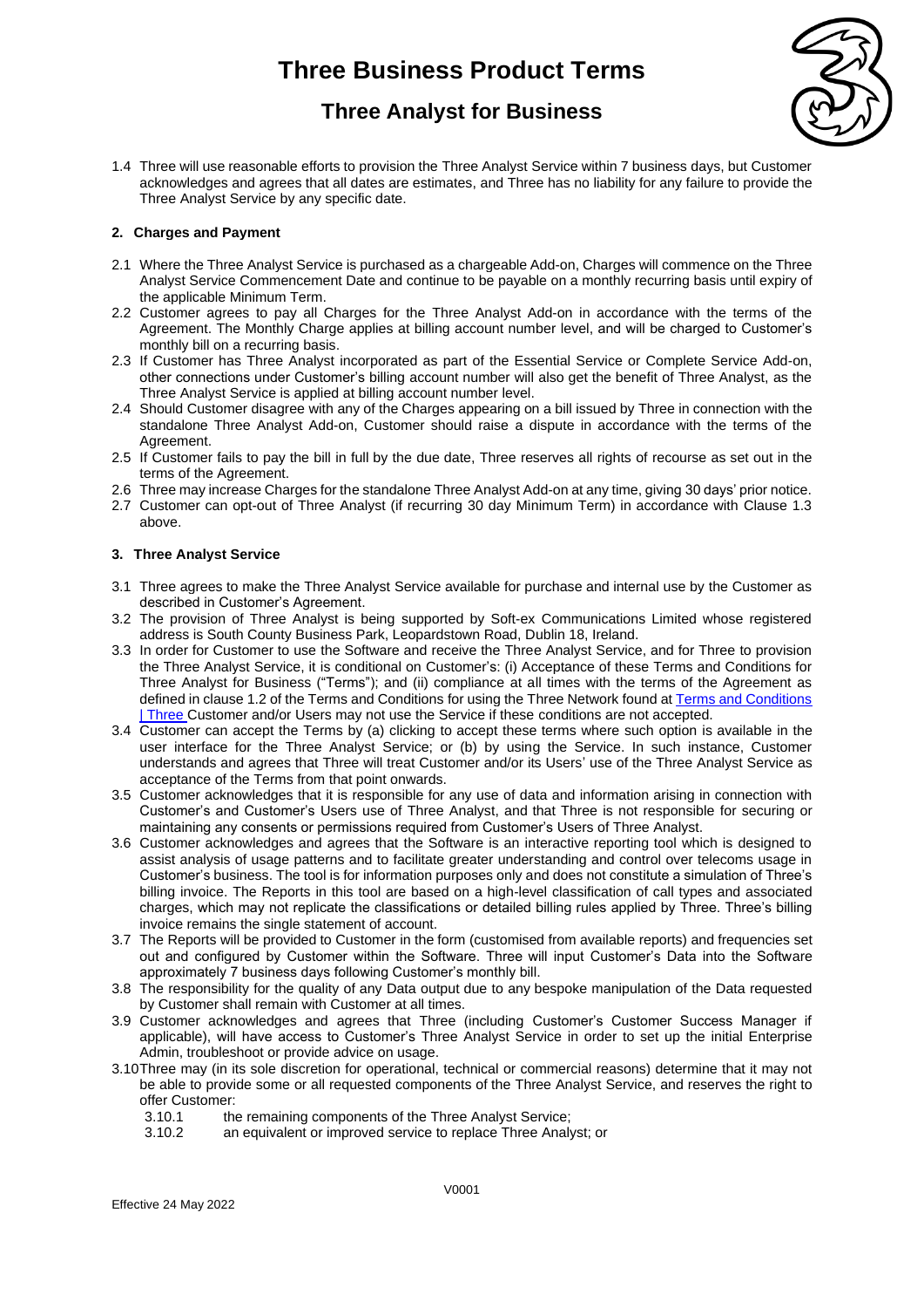1.4 Three will use reasonable efforts to provision the Three Analyst Service within 7 business days, but Customer acknowledges and agrees that all dates are estimates, and Three has no liability for any failure to provide the Three Analyst Service by any specific date.

## 2. Charges and Payment

2.1 Where the Three Analyst Service is purchased as a chargeable Add-on, Charges will commence on the Three Analyst Service Commencement Date and continue to be payable on a monthly recurring basis until expiry of the applicable Minimum Term.

2.2 Customer agrees to pay all Charges for the Three Analyst Add-on in accordance with the terms of the Agreement. The Monthly Charge applies at billing account number level, and will be charged to Customer's monthly bill on a recurring basis.

2.3 If Customer has Three Analyst incorporated as part of the Essential Service or Complete Service Add-on, other connections under Customer's billing account number will also get the benefit of Three Analyst, as the Three Analyst Service is applied at billing account number level.

2.4 Should Customer disagree with any of the Charges appearing on a bill issued by Three in connection with the standalone Three Analyst Add-on, Customer should raise a dispute in accordance with the terms of the Agreement.

2.5 If Customer fails to pay the bill in full by the due date, Three reserves all rights of recourse as set out in the terms of the Agreement.

2.6 Three may increase Charges for the standalone Three Analyst Add-on at any time, giving 30 days' prior notice.

2.7 Customer can opt-out of Three Analyst (if recurring 30 day Minimum Term) in accordance with Clause 1.3 above.

## 3. Three Analyst Service

3.1 Three agrees to make the Three Analyst Service available for purchase and internal use by the Customer as described in Customer's Agreement.

3.2 The provision of Three Analyst is being supported by Soft-ex Communications Limited whose registered address is South County Business Park, Leopardstown Road, Dublin 18, Ireland.

3.3 In order for Customer to use the Software and receive the Three Analyst Service, and for Three to provision the Three Analyst Service, it is conditional on Customer's: (i) Acceptance of these Terms and Conditions for Three Analyst for Business ("Terms"); and (ii) compliance at all times with the terms of the Agreement as defined in clause 1.2 of the Terms and Conditions for using the Three Network found at Terms and Conditions | Three Customer and/or Users may not use the Service if these conditions are not accepted.

3.4 Customer can accept the Terms by (a) clicking to accept these terms where such option is available in the user interface for the Three Analyst Service; or (b) by using the Service. In such instance, Customer understands and agrees that Three will treat Customer and/or its Users' use of the Three Analyst Service as acceptance of the Terms from that point onwards.

3.5 Customer acknowledges that it is responsible for any use of data and information arising in connection with Customer's and Customer's Users use of Three Analyst, and that Three is not responsible for securing or maintaining any consents or permissions required from Customer's Users of Three Analyst.

3.6 Customer acknowledges and agrees that the Software is an interactive reporting tool which is designed to assist analysis of usage patterns and to facilitate greater understanding and control over telecoms usage in Customer's business. The tool is for information purposes only and does not constitute a simulation of Three's billing invoice. The Reports in this tool are based on a high-level classification of call types and associated charges, which may not replicate the classifications or detailed billing rules applied by Three. Three's billing invoice remains the single statement of account.

3.7 The Reports will be provided to Customer in the form (customised from available reports) and frequencies set out and configured by Customer within the Software. Three will input Customer's Data into the Software approximately 7 business days following Customer's monthly bill.

3.8 The responsibility for the quality of any Data output due to any bespoke manipulation of the Data requested by Customer shall remain with Customer at all times.

3.9 Customer acknowledges and agrees that Three (including Customer's Customer Success Manager if applicable), will have access to Customer's Three Analyst Service in order to set up the initial Enterprise Admin, troubleshoot or provide advice on usage.

3.10 Three may (in its sole discretion for operational, technical or commercial reasons) determine that it may not be able to provide some or all requested components of the Three Analyst Service, and reserves the right to offer Customer:

3.10.1 the remaining components of the Three Analyst Service;

3.10.2 an equivalent or improved service to replace Three Analyst; or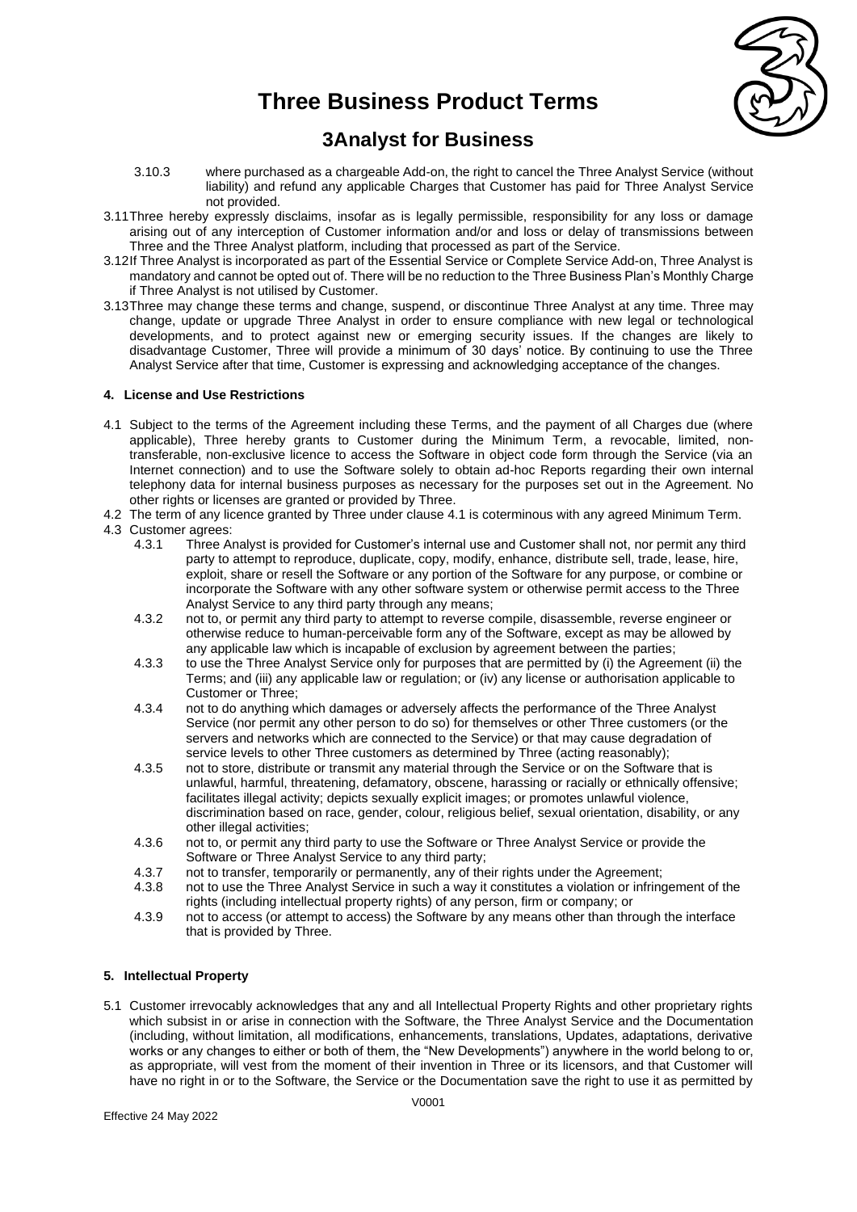3.10.3 where purchased as a chargeable Add-on, the right to cancel the Three Analyst Service (without liability) and refund any applicable Charges that Customer has paid for Three Analyst Service not provided.

3.11 Three hereby expressly disclaims, insofar as is legally permissible, responsibility for any loss or damage arising out of any interception of Customer information and/or and loss or delay of transmissions between Three and the Three Analyst platform, including that processed as part of the Service.

3.12 If Three Analyst is incorporated as part of the Essential Service or Complete Service Add-on, Three Analyst is mandatory and cannot be opted out of. There will be no reduction to the Three Business Plan's Monthly Charge if Three Analyst is not utilised by Customer.

3.13 Three may change these terms and change, suspend, or discontinue Three Analyst at any time. Three may change, update or upgrade Three Analyst in order to ensure compliance with new legal or technological developments, and to protect against new or emerging security issues. If the changes are likely to disadvantage Customer, Three will provide a minimum of 30 days' notice. By continuing to use the Three Analyst Service after that time, Customer is expressing and acknowledging acceptance of the changes.

#### 4. License and Use Restrictions

4.1 Subject to the terms of the Agreement including these Terms, and the payment of all Charges due (where applicable), Three hereby grants to Customer during the Minimum Term, a revocable, limited, non-transferable, non-exclusive licence to access the Software in object code form through the Service (via an Internet connection) and to use the Software solely to obtain ad-hoc Reports regarding their own internal telephony data for internal business purposes as necessary for the purposes set out in the Agreement. No other rights or licenses are granted or provided by Three.

4.2 The term of any licence granted by Three under clause 4.1 is coterminous with any agreed Minimum Term.

4.3 Customer agrees:

4.3.1 Three Analyst is provided for Customer's internal use and Customer shall not, nor permit any third party to attempt to reproduce, duplicate, copy, modify, enhance, distribute sell, trade, lease, hire, exploit, share or resell the Software or any portion of the Software for any purpose, or combine or incorporate the Software with any other software system or otherwise permit access to the Three Analyst Service to any third party through any means;

4.3.2 not to, or permit any third party to attempt to reverse compile, disassemble, reverse engineer or otherwise reduce to human-perceivable form any of the Software, except as may be allowed by any applicable law which is incapable of exclusion by agreement between the parties;

4.3.3 to use the Three Analyst Service only for purposes that are permitted by (i) the Agreement (ii) the Terms; and (iii) any applicable law or regulation; or (iv) any license or authorisation applicable to Customer or Three;

4.3.4 not to do anything which damages or adversely affects the performance of the Three Analyst Service (nor permit any other person to do so) for themselves or other Three customers (or the servers and networks which are connected to the Service) or that may cause degradation of service levels to other Three customers as determined by Three (acting reasonably);

4.3.5 not to store, distribute or transmit any material through the Service or on the Software that is unlawful, harmful, threatening, defamatory, obscene, harassing or racially or ethnically offensive; facilitates illegal activity; depicts sexually explicit images; or promotes unlawful violence, discrimination based on race, gender, colour, religious belief, sexual orientation, disability, or any other illegal activities;

4.3.6 not to, or permit any third party to use the Software or Three Analyst Service or provide the Software or Three Analyst Service to any third party;

4.3.7 not to transfer, temporarily or permanently, any of their rights under the Agreement;

4.3.8 not to use the Three Analyst Service in such a way it constitutes a violation or infringement of the rights (including intellectual property rights) of any person, firm or company; or

4.3.9 not to access (or attempt to access) the Software by any means other than through the interface that is provided by Three.

#### 5. Intellectual Property

5.1 Customer irrevocably acknowledges that any and all Intellectual Property Rights and other proprietary rights which subsist in or arise in connection with the Software, the Three Analyst Service and the Documentation (including, without limitation, all modifications, enhancements, translations, Updates, adaptations, derivative works or any changes to either or both of them, the "New Developments") anywhere in the world belong to or, as appropriate, will vest from the moment of their invention in Three or its licensors, and that Customer will have no right in or to the Software, the Service or the Documentation save the right to use it as permitted by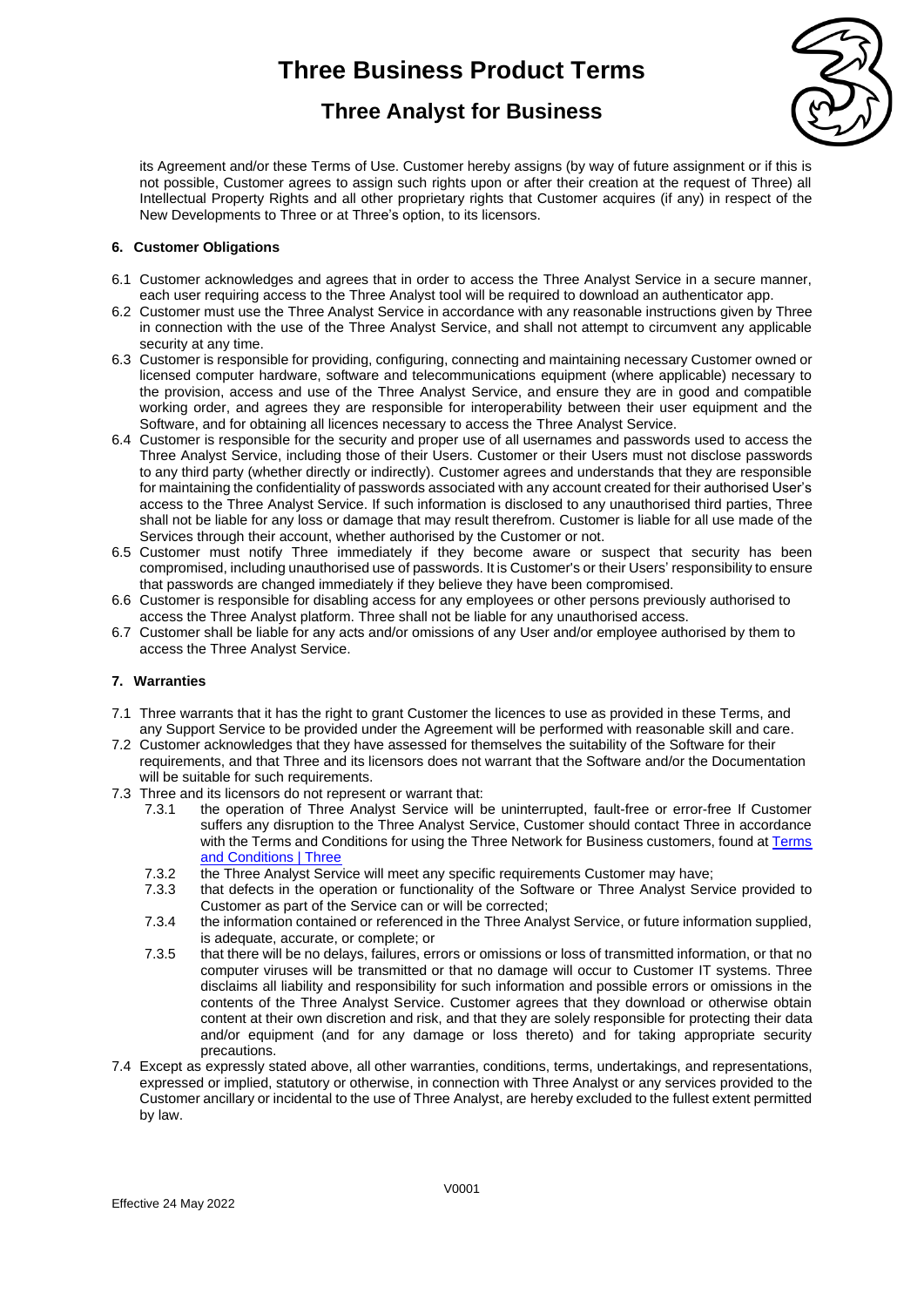its Agreement and/or these Terms of Use. Customer hereby assigns (by way of future assignment or if this is not possible, Customer agrees to assign such rights upon or after their creation at the request of Three) all Intellectual Property Rights and all other proprietary rights that Customer acquires (if any) in respect of the New Developments to Three or at Three's option, to its licensors.

**6. Customer Obligations**

6.1 Customer acknowledges and agrees that in order to access the Three Analyst Service in a secure manner, each user requiring access to the Three Analyst tool will be required to download an authenticator app.

6.2 Customer must use the Three Analyst Service in accordance with any reasonable instructions given by Three in connection with the use of the Three Analyst Service, and shall not attempt to circumvent any applicable security at any time.

6.3 Customer is responsible for providing, configuring, connecting and maintaining necessary Customer owned or licensed computer hardware, software and telecommunications equipment (where applicable) necessary to the provision, access and use of the Three Analyst Service, and ensure they are in good and compatible working order, and agrees they are responsible for interoperability between their user equipment and the Software, and for obtaining all licences necessary to access the Three Analyst Service.

6.4 Customer is responsible for the security and proper use of all usernames and passwords used to access the Three Analyst Service, including those of their Users. Customer or their Users must not disclose passwords to any third party (whether directly or indirectly). Customer agrees and understands that they are responsible for maintaining the confidentiality of passwords associated with any account created for their authorised User's access to the Three Analyst Service. If such information is disclosed to any unauthorised third parties, Three shall not be liable for any loss or damage that may result therefrom. Customer is liable for all use made of the Services through their account, whether authorised by the Customer or not.

6.5 Customer must notify Three immediately if they become aware or suspect that security has been compromised, including unauthorised use of passwords. It is Customer's or their Users' responsibility to ensure that passwords are changed immediately if they believe they have been compromised.

6.6 Customer is responsible for disabling access for any employees or other persons previously authorised to access the Three Analyst platform. Three shall not be liable for any unauthorised access.

6.7 Customer shall be liable for any acts and/or omissions of any User and/or employee authorised by them to access the Three Analyst Service.

**7. Warranties**

7.1 Three warrants that it has the right to grant Customer the licences to use as provided in these Terms, and any Support Service to be provided under the Agreement will be performed with reasonable skill and care.

7.2 Customer acknowledges that they have assessed for themselves the suitability of the Software for their requirements, and that Three and its licensors does not warrant that the Software and/or the Documentation will be suitable for such requirements.

7.3 Three and its licensors do not represent or warrant that:

7.3.1 the operation of Three Analyst Service will be uninterrupted, fault-free or error-free If Customer suffers any disruption to the Three Analyst Service, Customer should contact Three in accordance with the Terms and Conditions for using the Three Network for Business customers, found at [Terms and Conditions | Three]

7.3.2 the Three Analyst Service will meet any specific requirements Customer may have;

7.3.3 that defects in the operation or functionality of the Software or Three Analyst Service provided to Customer as part of the Service can or will be corrected;

7.3.4 the information contained or referenced in the Three Analyst Service, or future information supplied, is adequate, accurate, or complete; or

7.3.5 that there will be no delays, failures, errors or omissions or loss of transmitted information, or that no computer viruses will be transmitted or that no damage will occur to Customer IT systems. Three disclaims all liability and responsibility for such information and possible errors or omissions in the contents of the Three Analyst Service. Customer agrees that they download or otherwise obtain content at their own discretion and risk, and that they are solely responsible for protecting their data and/or equipment (and for any damage or loss thereto) and for taking appropriate security precautions.

7.4 Except as expressly stated above, all other warranties, conditions, terms, undertakings, and representations, expressed or implied, statutory or otherwise, in connection with Three Analyst or any services provided to the Customer ancillary or incidental to the use of Three Analyst, are hereby excluded to the fullest extent permitted by law.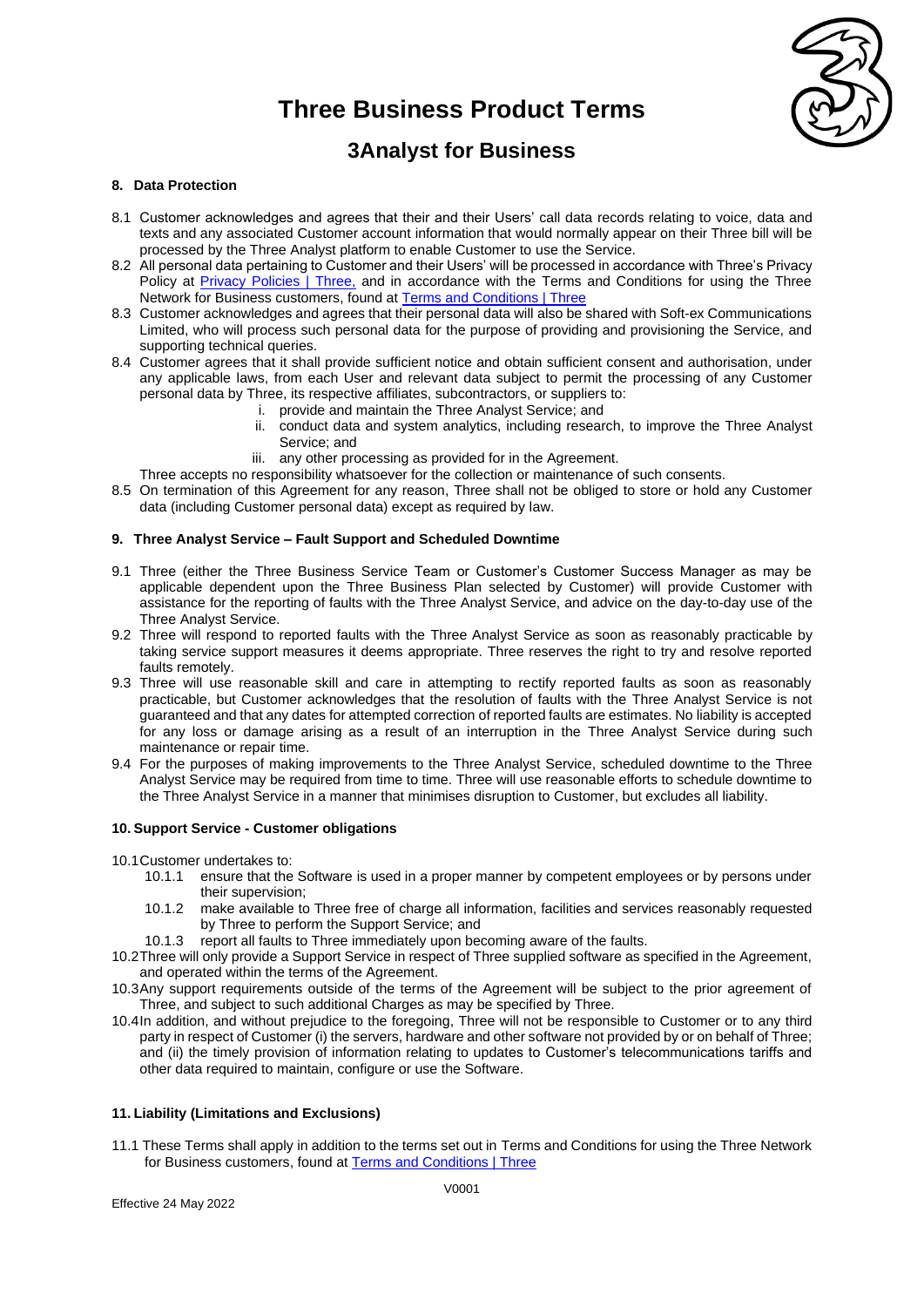## 8. Data Protection

8.1 Customer acknowledges and agrees that their and their Users' call data records relating to voice, data and texts and any associated Customer account information that would normally appear on their Three bill will be processed by the Three Analyst platform to enable Customer to use the Service.

8.2 All personal data pertaining to Customer and their Users' will be processed in accordance with Three's Privacy Policy at [Privacy Policies | Three,](Privacy Policies | Three) and in accordance with the Terms and Conditions for using the Three Network for Business customers, found at [Terms and Conditions | Three](Terms and Conditions | Three)

8.3 Customer acknowledges and agrees that their personal data will also be shared with Soft-ex Communications Limited, who will process such personal data for the purpose of providing and provisioning the Service, and supporting technical queries.

8.4 Customer agrees that it shall provide sufficient notice and obtain sufficient consent and authorisation, under any applicable laws, from each User and relevant data subject to permit the processing of any Customer personal data by Three, its respective affiliates, subcontractors, or suppliers to:

i. provide and maintain the Three Analyst Service; and
ii. conduct data and system analytics, including research, to improve the Three Analyst Service; and
iii. any other processing as provided for in the Agreement.

Three accepts no responsibility whatsoever for the collection or maintenance of such consents.

8.5 On termination of this Agreement for any reason, Three shall not be obliged to store or hold any Customer data (including Customer personal data) except as required by law.

## 9. Three Analyst Service – Fault Support and Scheduled Downtime

9.1 Three (either the Three Business Service Team or Customer's Customer Success Manager as may be applicable dependent upon the Three Business Plan selected by Customer) will provide Customer with assistance for the reporting of faults with the Three Analyst Service, and advice on the day-to-day use of the Three Analyst Service.

9.2 Three will respond to reported faults with the Three Analyst Service as soon as reasonably practicable by taking service support measures it deems appropriate. Three reserves the right to try and resolve reported faults remotely.

9.3 Three will use reasonable skill and care in attempting to rectify reported faults as soon as reasonably practicable, but Customer acknowledges that the resolution of faults with the Three Analyst Service is not guaranteed and that any dates for attempted correction of reported faults are estimates. No liability is accepted for any loss or damage arising as a result of an interruption in the Three Analyst Service during such maintenance or repair time.

9.4 For the purposes of making improvements to the Three Analyst Service, scheduled downtime to the Three Analyst Service may be required from time to time. Three will use reasonable efforts to schedule downtime to the Three Analyst Service in a manner that minimises disruption to Customer, but excludes all liability.

## 10. Support Service - Customer obligations

10.1 Customer undertakes to:

10.1.1 ensure that the Software is used in a proper manner by competent employees or by persons under their supervision;

10.1.2 make available to Three free of charge all information, facilities and services reasonably requested by Three to perform the Support Service; and

10.1.3 report all faults to Three immediately upon becoming aware of the faults.

10.2 Three will only provide a Support Service in respect of Three supplied software as specified in the Agreement, and operated within the terms of the Agreement.

10.3 Any support requirements outside of the terms of the Agreement will be subject to the prior agreement of Three, and subject to such additional Charges as may be specified by Three.

10.4 In addition, and without prejudice to the foregoing, Three will not be responsible to Customer or to any third party in respect of Customer (i) the servers, hardware and other software not provided by or on behalf of Three; and (ii) the timely provision of information relating to updates to Customer's telecommunications tariffs and other data required to maintain, configure or use the Software.

## 11. Liability (Limitations and Exclusions)

11.1 These Terms shall apply in addition to the terms set out in Terms and Conditions for using the Three Network for Business customers, found at [Terms and Conditions | Three](Terms and Conditions | Three)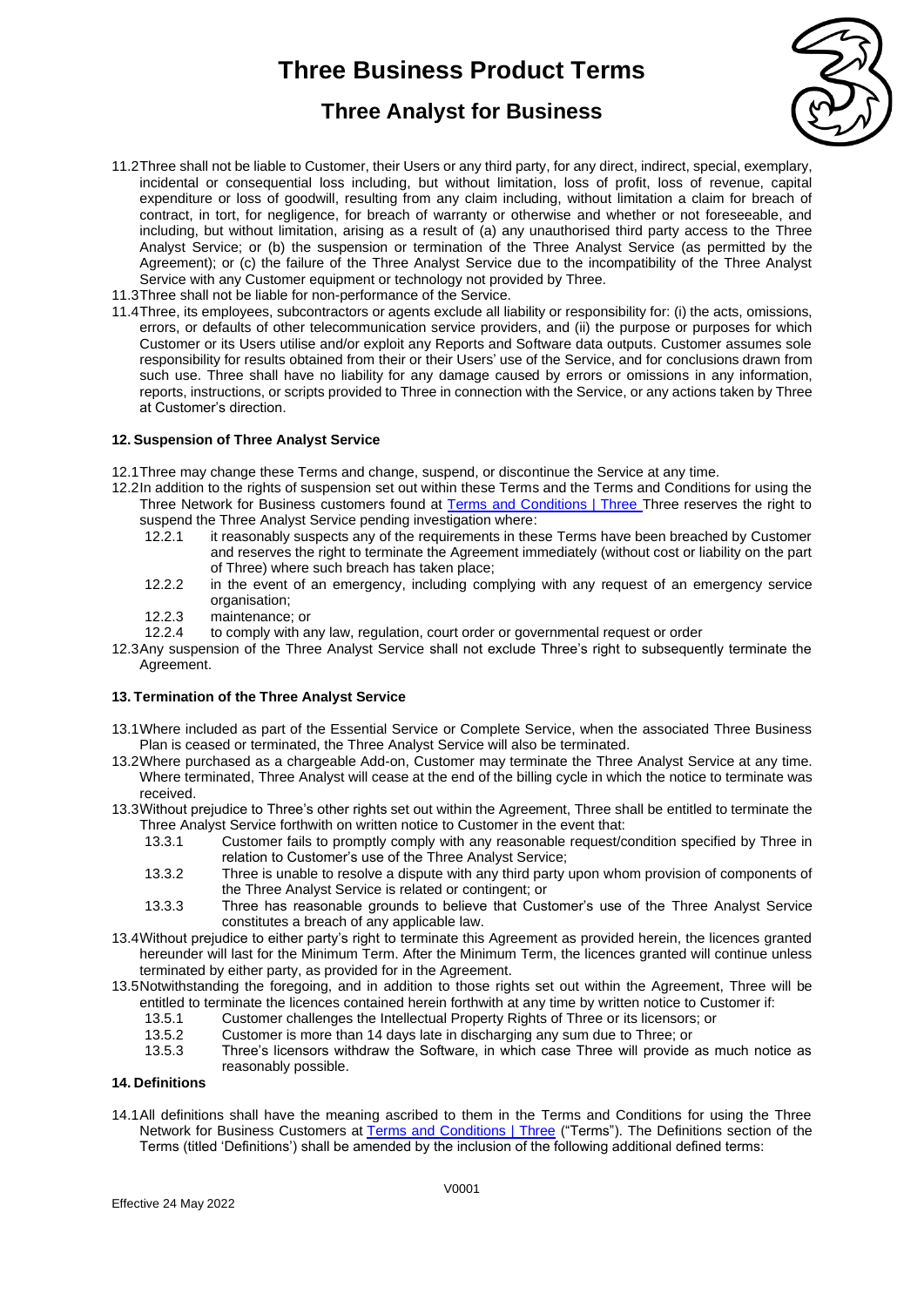11.2 Three shall not be liable to Customer, their Users or any third party, for any direct, indirect, special, exemplary, incidental or consequential loss including, but without limitation, loss of profit, loss of revenue, capital expenditure or loss of goodwill, resulting from any claim including, without limitation a claim for breach of contract, in tort, for negligence, for breach of warranty or otherwise and whether or not foreseeable, and including, but without limitation, arising as a result of (a) any unauthorised third party access to the Three Analyst Service; or (b) the suspension or termination of the Three Analyst Service (as permitted by the Agreement); or (c) the failure of the Three Analyst Service due to the incompatibility of the Three Analyst Service with any Customer equipment or technology not provided by Three.

11.3 Three shall not be liable for non-performance of the Service.

11.4 Three, its employees, subcontractors or agents exclude all liability or responsibility for: (i) the acts, omissions, errors, or defaults of other telecommunication service providers, and (ii) the purpose or purposes for which Customer or its Users utilise and/or exploit any Reports and Software data outputs. Customer assumes sole responsibility for results obtained from their or their Users' use of the Service, and for conclusions drawn from such use. Three shall have no liability for any damage caused by errors or omissions in any information, reports, instructions, or scripts provided to Three in connection with the Service, or any actions taken by Three at Customer's direction.

## 12. Suspension of Three Analyst Service

12.1 Three may change these Terms and change, suspend, or discontinue the Service at any time.

12.2 In addition to the rights of suspension set out within these Terms and the Terms and Conditions for using the Three Network for Business customers found at Terms and Conditions | Three Three reserves the right to suspend the Three Analyst Service pending investigation where:

- 12.2.1 it reasonably suspects any of the requirements in these Terms have been breached by Customer and reserves the right to terminate the Agreement immediately (without cost or liability on the part of Three) where such breach has taken place;
- 12.2.2 in the event of an emergency, including complying with any request of an emergency service organisation;
- 12.2.3 maintenance; or
- 12.2.4 to comply with any law, regulation, court order or governmental request or order

12.3 Any suspension of the Three Analyst Service shall not exclude Three's right to subsequently terminate the Agreement.

## 13. Termination of the Three Analyst Service

13.1 Where included as part of the Essential Service or Complete Service, when the associated Three Business Plan is ceased or terminated, the Three Analyst Service will also be terminated.

13.2 Where purchased as a chargeable Add-on, Customer may terminate the Three Analyst Service at any time. Where terminated, Three Analyst will cease at the end of the billing cycle in which the notice to terminate was received.

13.3 Without prejudice to Three's other rights set out within the Agreement, Three shall be entitled to terminate the Three Analyst Service forthwith on written notice to Customer in the event that:

- 13.3.1 Customer fails to promptly comply with any reasonable request/condition specified by Three in relation to Customer's use of the Three Analyst Service;
- 13.3.2 Three is unable to resolve a dispute with any third party upon whom provision of components of the Three Analyst Service is related or contingent; or
- 13.3.3 Three has reasonable grounds to believe that Customer's use of the Three Analyst Service constitutes a breach of any applicable law.

13.4 Without prejudice to either party's right to terminate this Agreement as provided herein, the licences granted hereunder will last for the Minimum Term. After the Minimum Term, the licences granted will continue unless terminated by either party, as provided for in the Agreement.

13.5 Notwithstanding the foregoing, and in addition to those rights set out within the Agreement, Three will be entitled to terminate the licences contained herein forthwith at any time by written notice to Customer if:

- 13.5.1 Customer challenges the Intellectual Property Rights of Three or its licensors; or
- 13.5.2 Customer is more than 14 days late in discharging any sum due to Three; or
- 13.5.3 Three's licensors withdraw the Software, in which case Three will provide as much notice as reasonably possible.

## 14. Definitions

14.1 All definitions shall have the meaning ascribed to them in the Terms and Conditions for using the Three Network for Business Customers at Terms and Conditions | Three ("Terms"). The Definitions section of the Terms (titled 'Definitions') shall be amended by the inclusion of the following additional defined terms: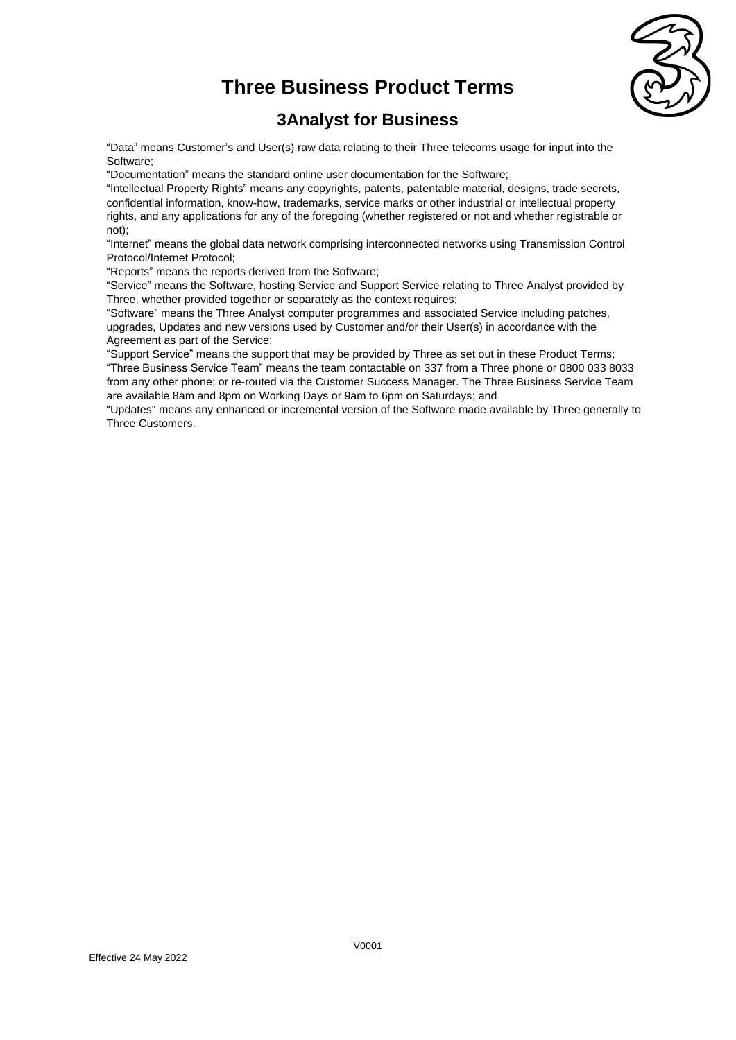# Three Business Product Terms

## 3Analyst for Business

"Data" means Customer's and User(s) raw data relating to their Three telecoms usage for input into the Software;

"Documentation" means the standard online user documentation for the Software;

"Intellectual Property Rights" means any copyrights, patents, patentable material, designs, trade secrets, confidential information, know-how, trademarks, service marks or other industrial or intellectual property rights, and any applications for any of the foregoing (whether registered or not and whether registrable or not);

"Internet" means the global data network comprising interconnected networks using Transmission Control Protocol/Internet Protocol;

"Reports" means the reports derived from the Software;

"Service" means the Software, hosting Service and Support Service relating to Three Analyst provided by Three, whether provided together or separately as the context requires;

"Software" means the Three Analyst computer programmes and associated Service including patches, upgrades, Updates and new versions used by Customer and/or their User(s) in accordance with the Agreement as part of the Service;

"Support Service" means the support that may be provided by Three as set out in these Product Terms;

"Three Business Service Team" means the team contactable on 337 from a Three phone or 0800 033 8033 from any other phone; or re-routed via the Customer Success Manager. The Three Business Service Team are available 8am and 8pm on Working Days or 9am to 6pm on Saturdays; and

"Updates" means any enhanced or incremental version of the Software made available by Three generally to Three Customers.

V0001

Effective 24 May 2022